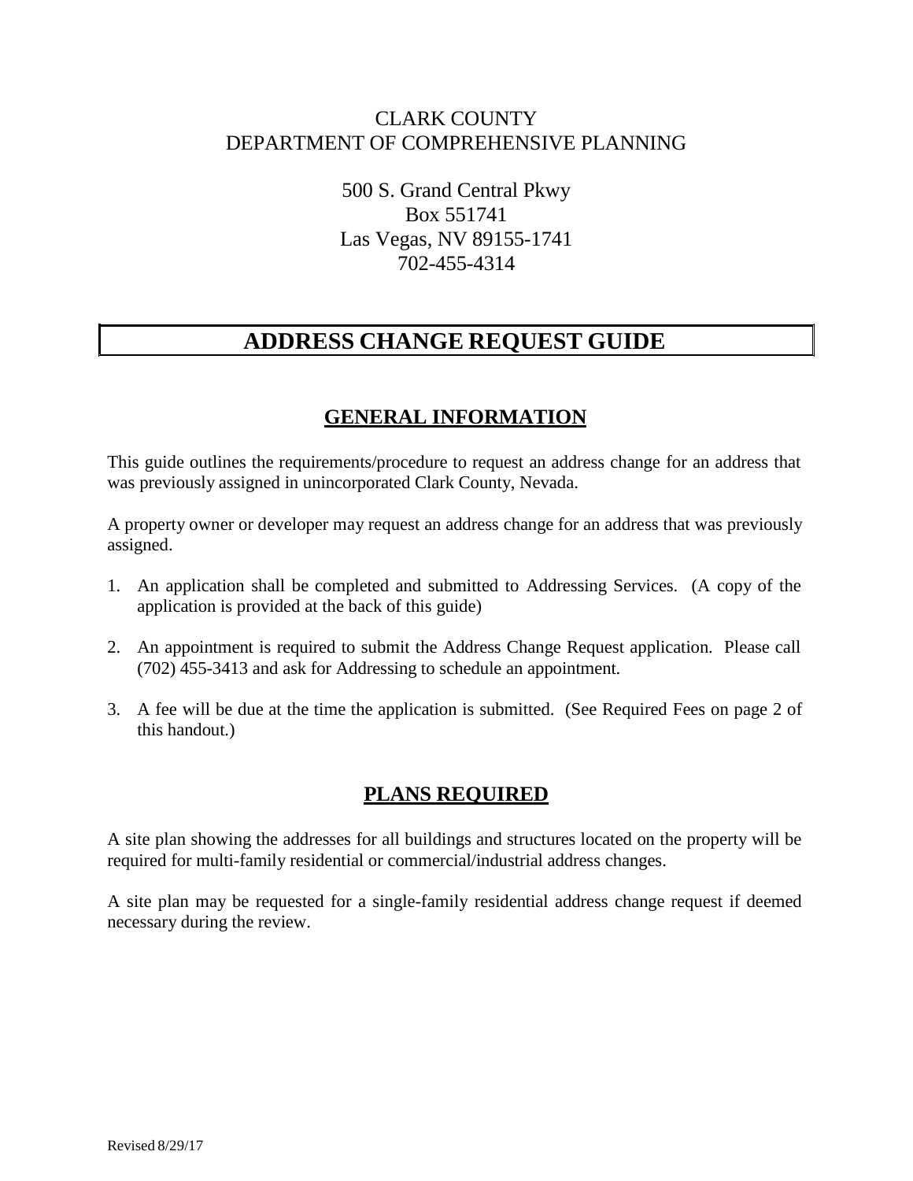CLARK COUNTY
DEPARTMENT OF COMPREHENSIVE PLANNING

500 S. Grand Central Pkwy
Box 551741
Las Vegas, NV 89155-1741
702-455-4314

# ADDRESS CHANGE REQUEST GUIDE

## GENERAL INFORMATION

This guide outlines the requirements/procedure to request an address change for an address that was previously assigned in unincorporated Clark County, Nevada.

A property owner or developer may request an address change for an address that was previously assigned.

1. An application shall be completed and submitted to Addressing Services. (A copy of the application is provided at the back of this guide)
2. An appointment is required to submit the Address Change Request application. Please call (702) 455-3413 and ask for Addressing to schedule an appointment.
3. A fee will be due at the time the application is submitted. (See Required Fees on page 2 of this handout.)

## PLANS REQUIRED

A site plan showing the addresses for all buildings and structures located on the property will be required for multi-family residential or commercial/industrial address changes.

A site plan may be requested for a single-family residential address change request if deemed necessary during the review.

Revised 8/29/17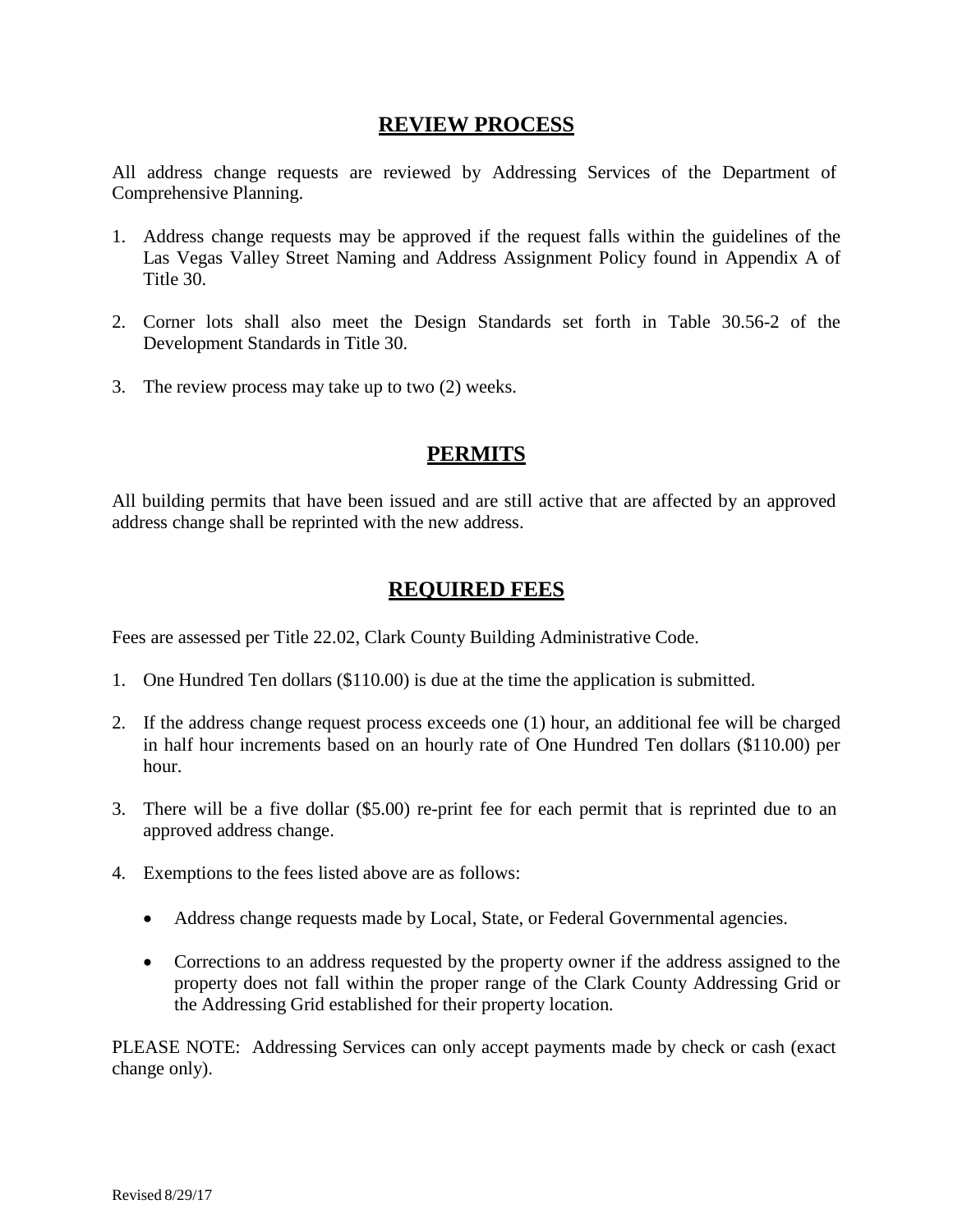## REVIEW PROCESS

All address change requests are reviewed by Addressing Services of the Department of Comprehensive Planning.

1. Address change requests may be approved if the request falls within the guidelines of the Las Vegas Valley Street Naming and Address Assignment Policy found in Appendix A of Title 30.
2. Corner lots shall also meet the Design Standards set forth in Table 30.56-2 of the Development Standards in Title 30.
3. The review process may take up to two (2) weeks.

## PERMITS

All building permits that have been issued and are still active that are affected by an approved address change shall be reprinted with the new address.

## REQUIRED FEES

Fees are assessed per Title 22.02, Clark County Building Administrative Code.

1. One Hundred Ten dollars ($110.00) is due at the time the application is submitted.
2. If the address change request process exceeds one (1) hour, an additional fee will be charged in half hour increments based on an hourly rate of One Hundred Ten dollars ($110.00) per hour.
3. There will be a five dollar ($5.00) re-print fee for each permit that is reprinted due to an approved address change.
4. Exemptions to the fees listed above are as follows:
   - Address change requests made by Local, State, or Federal Governmental agencies.
   - Corrections to an address requested by the property owner if the address assigned to the property does not fall within the proper range of the Clark County Addressing Grid or the Addressing Grid established for their property location.

PLEASE NOTE: Addressing Services can only accept payments made by check or cash (exact change only).

Revised 8/29/17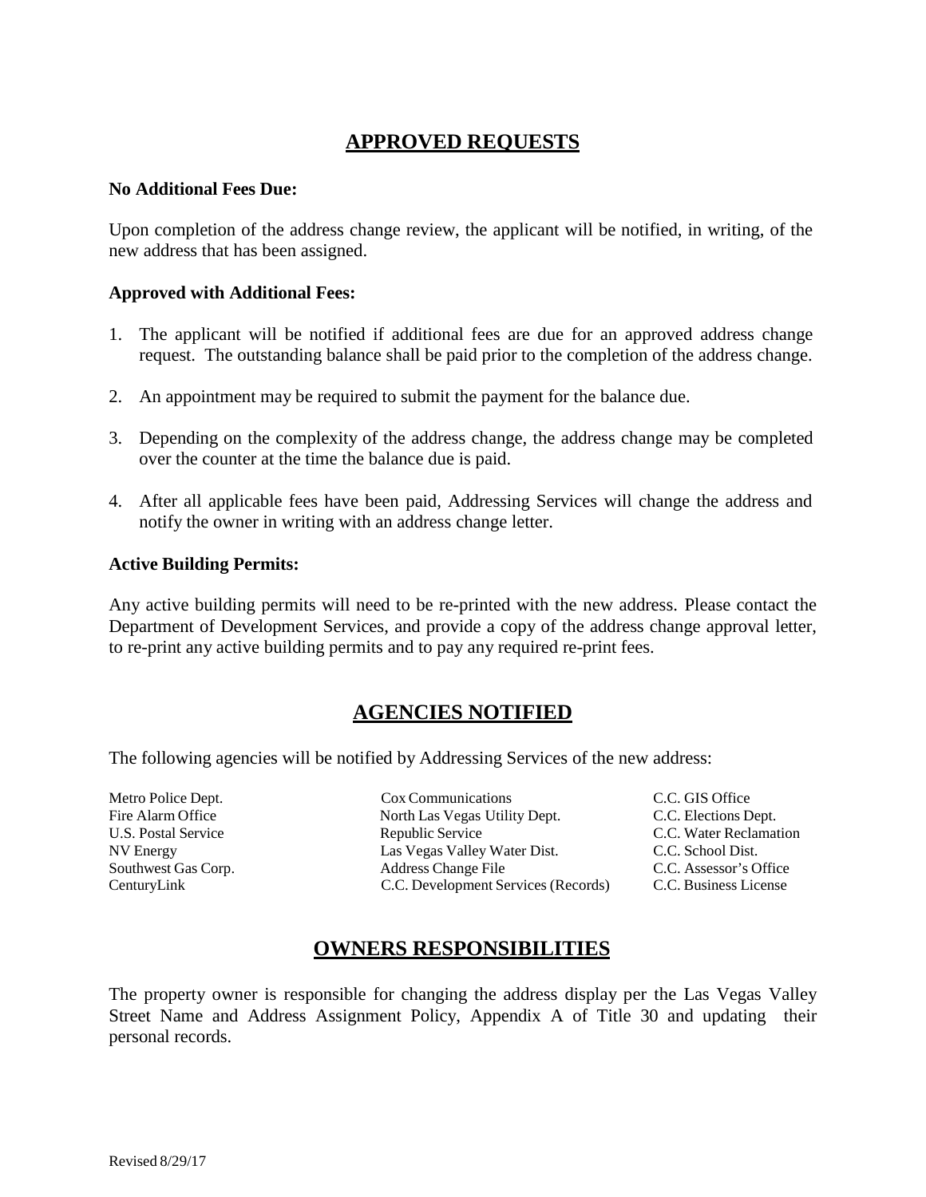## APPROVED REQUESTS

**No Additional Fees Due:**

Upon completion of the address change review, the applicant will be notified, in writing, of the new address that has been assigned.

**Approved with Additional Fees:**

1. The applicant will be notified if additional fees are due for an approved address change request. The outstanding balance shall be paid prior to the completion of the address change.
2. An appointment may be required to submit the payment for the balance due.
3. Depending on the complexity of the address change, the address change may be completed over the counter at the time the balance due is paid.
4. After all applicable fees have been paid, Addressing Services will change the address and notify the owner in writing with an address change letter.

**Active Building Permits:**

Any active building permits will need to be re-printed with the new address. Please contact the Department of Development Services, and provide a copy of the address change approval letter, to re-print any active building permits and to pay any required re-print fees.

## AGENCIES NOTIFIED

The following agencies will be notified by Addressing Services of the new address:

| | | |
|---|---|---|
| Metro Police Dept. | Cox Communications | C.C. GIS Office |
| Fire Alarm Office | North Las Vegas Utility Dept. | C.C. Elections Dept. |
| U.S. Postal Service | Republic Service | C.C. Water Reclamation |
| NV Energy | Las Vegas Valley Water Dist. | C.C. School Dist. |
| Southwest Gas Corp. | Address Change File | C.C. Assessor's Office |
| CenturyLink | C.C. Development Services (Records) | C.C. Business License |

## OWNERS RESPONSIBILITIES

The property owner is responsible for changing the address display per the Las Vegas Valley Street Name and Address Assignment Policy, Appendix A of Title 30 and updating their personal records.

Revised 8/29/17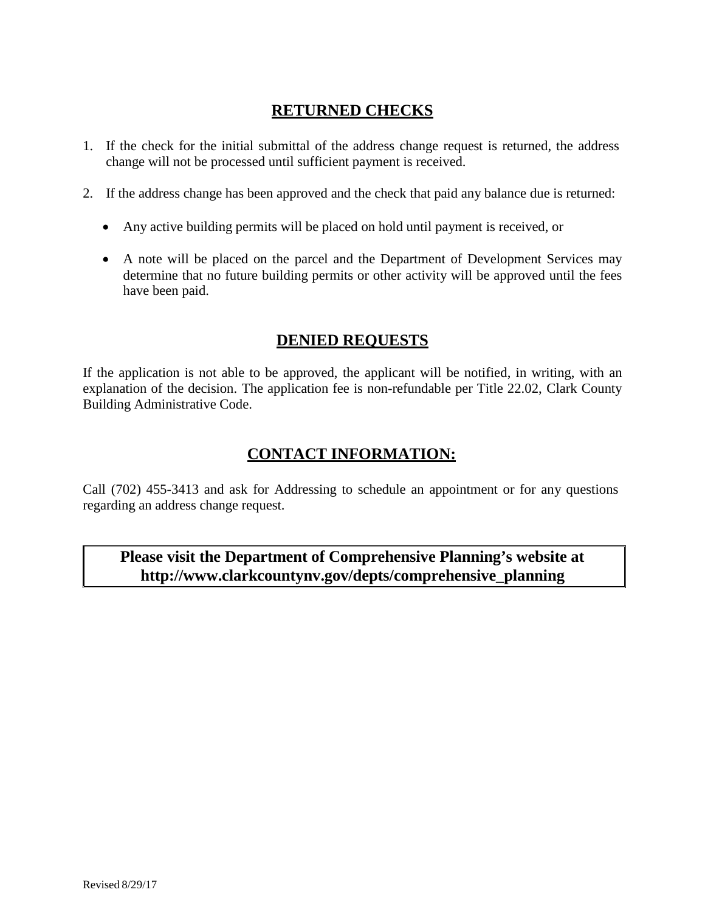## RETURNED CHECKS

1. If the check for the initial submittal of the address change request is returned, the address change will not be processed until sufficient payment is received.

2. If the address change has been approved and the check that paid any balance due is returned:

   - Any active building permits will be placed on hold until payment is received, or

   - A note will be placed on the parcel and the Department of Development Services may determine that no future building permits or other activity will be approved until the fees have been paid.

## DENIED REQUESTS

If the application is not able to be approved, the applicant will be notified, in writing, with an explanation of the decision. The application fee is non-refundable per Title 22.02, Clark County Building Administrative Code.

## CONTACT INFORMATION:

Call (702) 455-3413 and ask for Addressing to schedule an appointment or for any questions regarding an address change request.

**Please visit the Department of Comprehensive Planning's website at http://www.clarkcountynv.gov/depts/comprehensive_planning**

Revised 8/29/17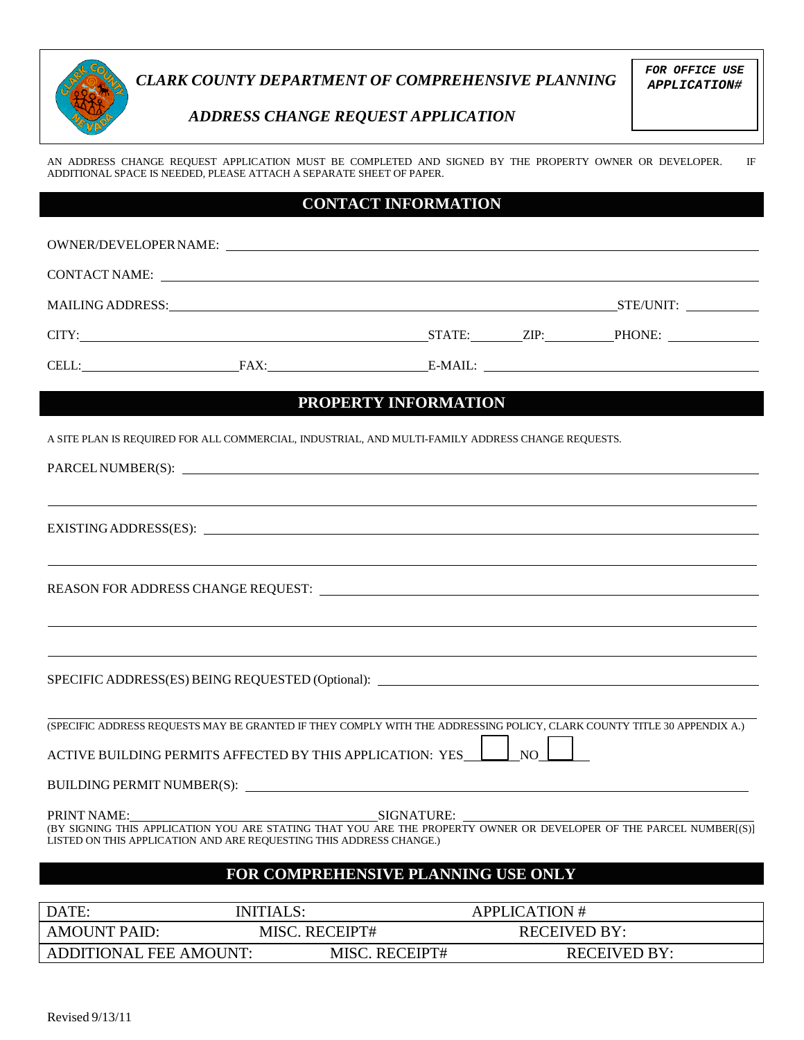*CLARK COUNTY DEPARTMENT OF COMPREHENSIVE PLANNING*

***FOR OFFICE USE APPLICATION#***

*ADDRESS CHANGE REQUEST APPLICATION*

AN ADDRESS CHANGE REQUEST APPLICATION MUST BE COMPLETED AND SIGNED BY THE PROPERTY OWNER OR DEVELOPER. IF ADDITIONAL SPACE IS NEEDED, PLEASE ATTACH A SEPARATE SHEET OF PAPER.

## CONTACT INFORMATION

OWNER/DEVELOPER NAME: ____________________

CONTACT NAME: ____________________

MAILING ADDRESS: ____________________ STE/UNIT: ________

CITY: ____________________ STATE: ______ ZIP: ______ PHONE: ________

CELL: ____________ FAX: ____________ E-MAIL: ____________________

## PROPERTY INFORMATION

A SITE PLAN IS REQUIRED FOR ALL COMMERCIAL, INDUSTRIAL, AND MULTI-FAMILY ADDRESS CHANGE REQUESTS.

PARCEL NUMBER(S): ____________________

EXISTING ADDRESS(ES): ____________________

REASON FOR ADDRESS CHANGE REQUEST: ____________________

SPECIFIC ADDRESS(ES) BEING REQUESTED (Optional): ____________________

(SPECIFIC ADDRESS REQUESTS MAY BE GRANTED IF THEY COMPLY WITH THE ADDRESSING POLICY, CLARK COUNTY TITLE 30 APPENDIX A.)

ACTIVE BUILDING PERMITS AFFECTED BY THIS APPLICATION: YES ☐ NO ☐

BUILDING PERMIT NUMBER(S): ____________________

PRINT NAME: ____________________ SIGNATURE: ____________________

(BY SIGNING THIS APPLICATION YOU ARE STATING THAT YOU ARE THE PROPERTY OWNER OR DEVELOPER OF THE PARCEL NUMBER[(S)] LISTED ON THIS APPLICATION AND ARE REQUESTING THIS ADDRESS CHANGE.)

## FOR COMPREHENSIVE PLANNING USE ONLY

| | | |
|---|---|---|
| DATE: | INITIALS: | APPLICATION # |
| AMOUNT PAID: | MISC. RECEIPT# | RECEIVED BY: |
| ADDITIONAL FEE AMOUNT: | MISC. RECEIPT# | RECEIVED BY: |

Revised 9/13/11